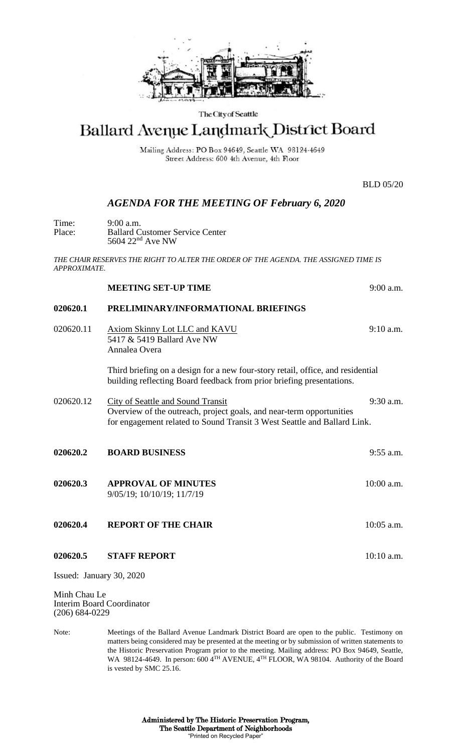The City of Seattle

# Ballard Avenue Landmark District Board

Mailing Address: PO Box 94649, Seattle WA 98124-4649
Street Address: 600 4th Avenue, 4th Floor

BLD 05/20

## *AGENDA FOR THE MEETING OF February 6, 2020*

Time: 9:00 a.m.
Place: Ballard Customer Service Center
5604 22nd Ave NW

*THE CHAIR RESERVES THE RIGHT TO ALTER THE ORDER OF THE AGENDA. THE ASSIGNED TIME IS APPROXIMATE.*

**MEETING SET-UP TIME** 9:00 a.m.

**020620.1 PRELIMINARY/INFORMATIONAL BRIEFINGS**

020620.11 Axiom Skinny Lot LLC and KAVU 9:10 a.m.
5417 & 5419 Ballard Ave NW
Annalea Overa

Third briefing on a design for a new four-story retail, office, and residential building reflecting Board feedback from prior briefing presentations.

020620.12 City of Seattle and Sound Transit 9:30 a.m.
Overview of the outreach, project goals, and near-term opportunities for engagement related to Sound Transit 3 West Seattle and Ballard Link.

**020620.2 BOARD BUSINESS** 9:55 a.m.

**020620.3 APPROVAL OF MINUTES** 10:00 a.m.
9/05/19; 10/10/19; 11/7/19

**020620.4 REPORT OF THE CHAIR** 10:05 a.m.

**020620.5 STAFF REPORT** 10:10 a.m.

Issued: January 30, 2020

Minh Chau Le
Interim Board Coordinator
(206) 684-0229

Note: Meetings of the Ballard Avenue Landmark District Board are open to the public. Testimony on matters being considered may be presented at the meeting or by submission of written statements to the Historic Preservation Program prior to the meeting. Mailing address: PO Box 94649, Seattle, WA 98124-4649. In person: 600 4TH AVENUE, 4TH FLOOR, WA 98104. Authority of the Board is vested by SMC 25.16.

**Administered by The Historic Preservation Program,**
**The Seattle Department of Neighborhoods**
"Printed on Recycled Paper"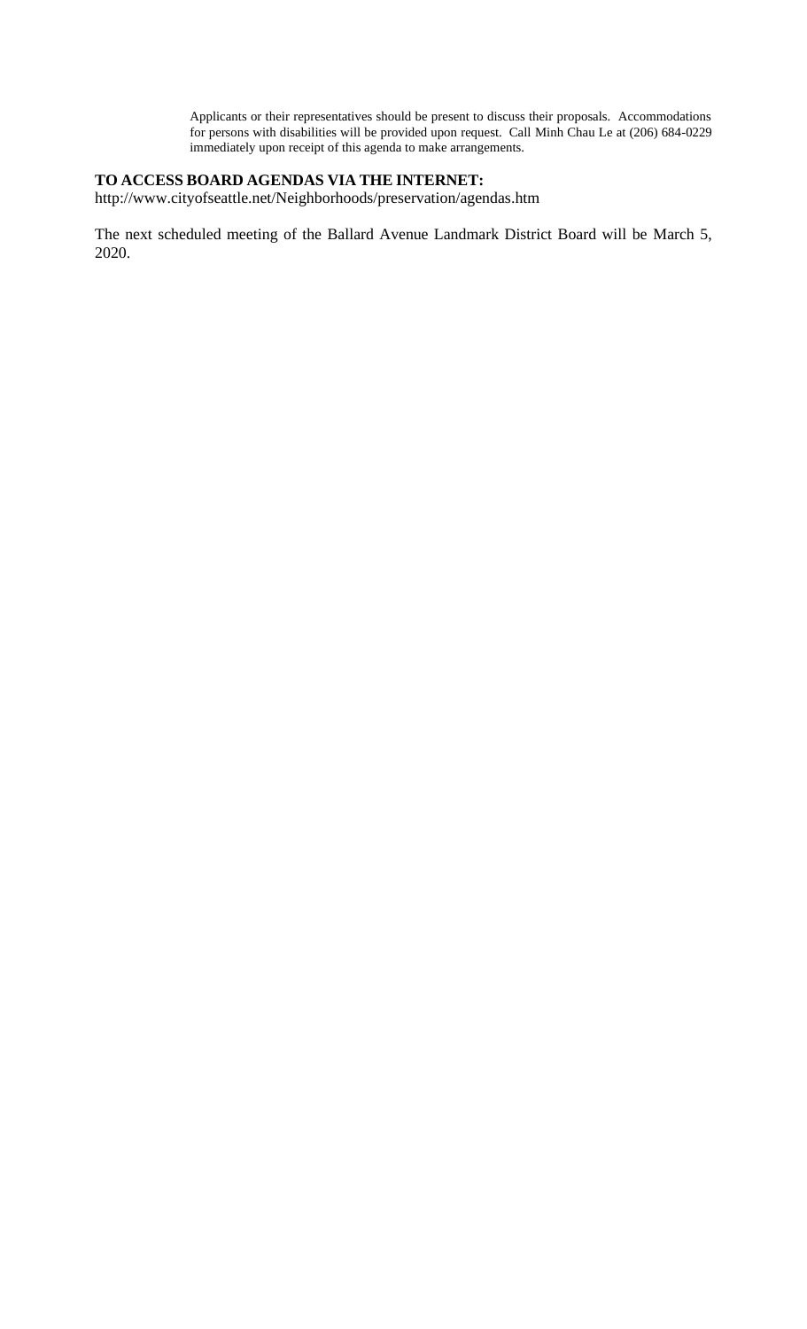Applicants or their representatives should be present to discuss their proposals. Accommodations for persons with disabilities will be provided upon request. Call Minh Chau Le at (206) 684-0229 immediately upon receipt of this agenda to make arrangements.

**TO ACCESS BOARD AGENDAS VIA THE INTERNET:**
http://www.cityofseattle.net/Neighborhoods/preservation/agendas.htm

The next scheduled meeting of the Ballard Avenue Landmark District Board will be March 5, 2020.